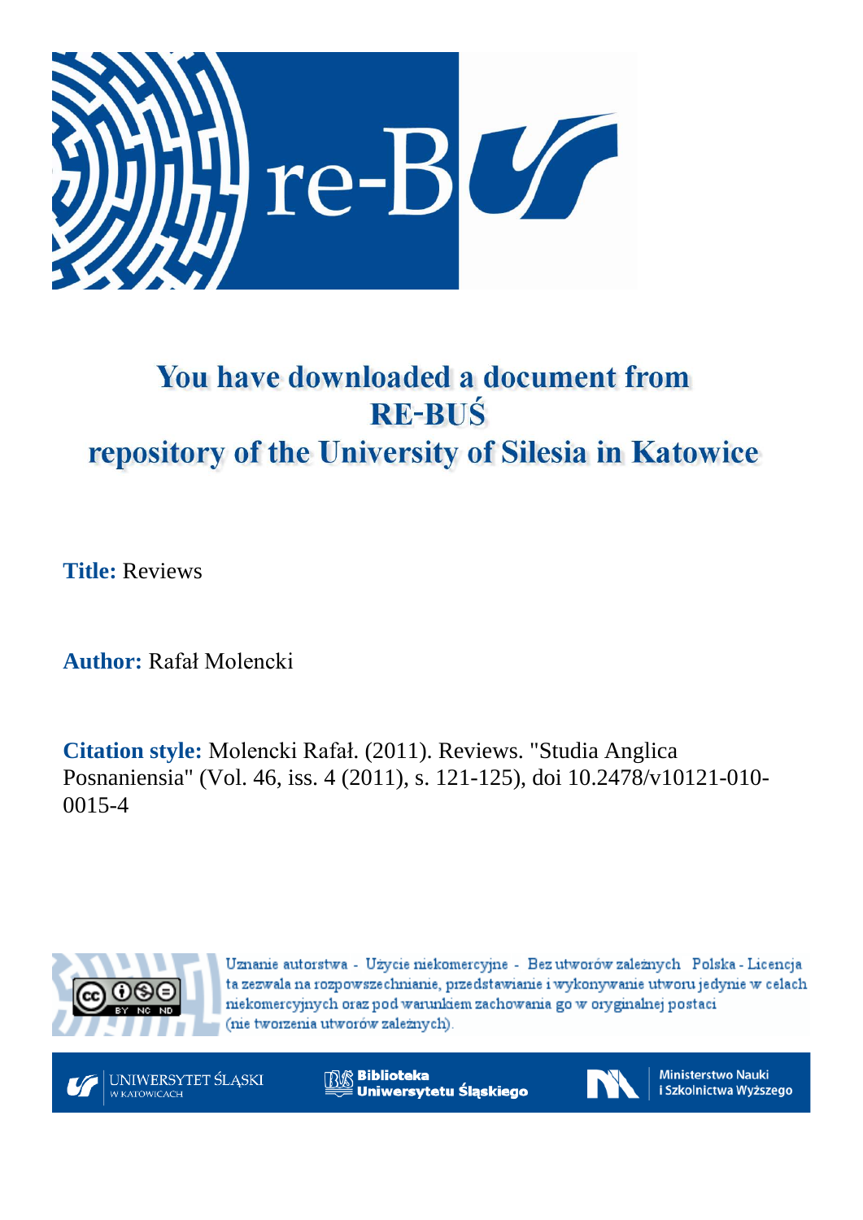# You have downloaded a document from RE-BUŚ repository of the University of Silesia in Katowice

**Title:** Reviews

**Author:** Rafał Molencki

**Citation style:** Molencki Rafał. (2011). Reviews. "Studia Anglica Posnaniensia" (Vol. 46, iss. 4 (2011), s. 121-125), doi 10.2478/v10121-010-0015-4

Uznanie autorstwa - Użycie niekomercyjne - Bez utworów zależnych Polska - Licencja ta zezwala na rozpowszechnianie, przedstawianie i wykonywanie utworu jedynie w celach niekomercyjnych oraz pod warunkiem zachowania go w oryginalnej postaci (nie tworzenia utworów zależnych).

UNIWERSYTET ŚLĄSKI W KATOWICACH

Biblioteka Uniwersytetu Śląskiego

Ministerstwo Nauki i Szkolnictwa Wyższego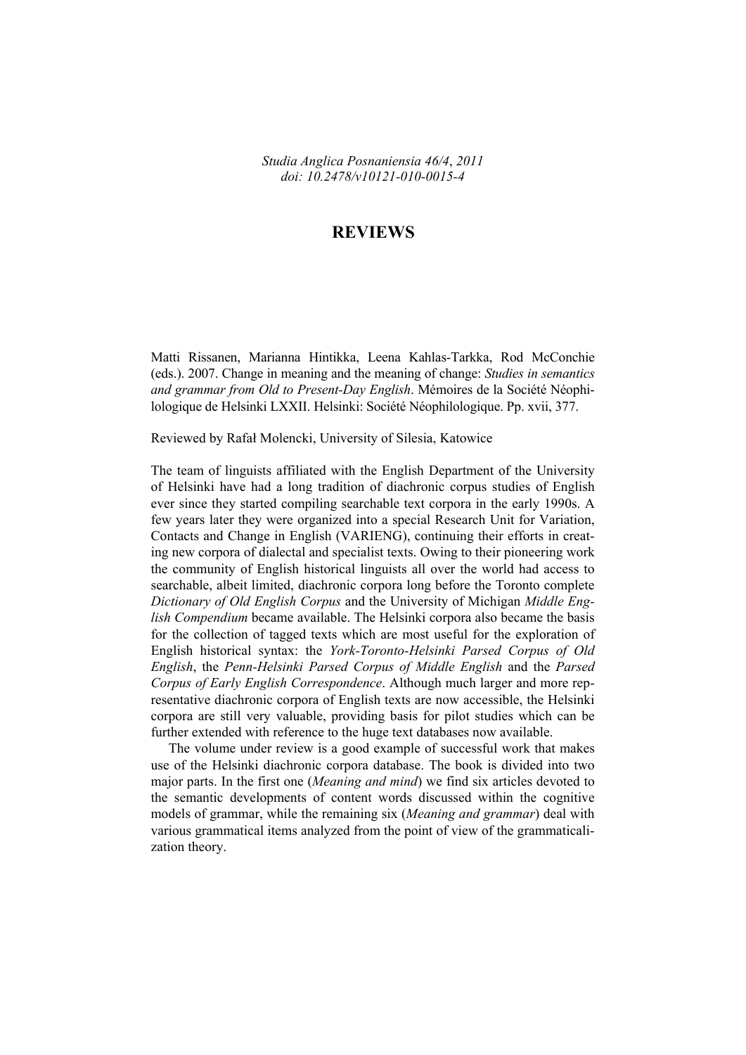*Studia Anglica Posnaniensia 46/4*, 2011
*doi: 10.2478/v10121-010-0015-4*

# REVIEWS

Matti Rissanen, Marianna Hintikka, Leena Kahlas-Tarkka, Rod McConchie (eds.). 2007. Change in meaning and the meaning of change: *Studies in semantics and grammar from Old to Present-Day English*. Mémoires de la Société Néophilologique de Helsinki LXXII. Helsinki: Société Néophilologique. Pp. xvii, 377.

Reviewed by Rafał Molencki, University of Silesia, Katowice

The team of linguists affiliated with the English Department of the University of Helsinki have had a long tradition of diachronic corpus studies of English ever since they started compiling searchable text corpora in the early 1990s. A few years later they were organized into a special Research Unit for Variation, Contacts and Change in English (VARIENG), continuing their efforts in creating new corpora of dialectal and specialist texts. Owing to their pioneering work the community of English historical linguists all over the world had access to searchable, albeit limited, diachronic corpora long before the Toronto complete *Dictionary of Old English Corpus* and the University of Michigan *Middle English Compendium* became available. The Helsinki corpora also became the basis for the collection of tagged texts which are most useful for the exploration of English historical syntax: the *York-Toronto-Helsinki Parsed Corpus of Old English*, the *Penn-Helsinki Parsed Corpus of Middle English* and the *Parsed Corpus of Early English Correspondence*. Although much larger and more representative diachronic corpora of English texts are now accessible, the Helsinki corpora are still very valuable, providing basis for pilot studies which can be further extended with reference to the huge text databases now available.

The volume under review is a good example of successful work that makes use of the Helsinki diachronic corpora database. The book is divided into two major parts. In the first one (*Meaning and mind*) we find six articles devoted to the semantic developments of content words discussed within the cognitive models of grammar, while the remaining six (*Meaning and grammar*) deal with various grammatical items analyzed from the point of view of the grammaticalization theory.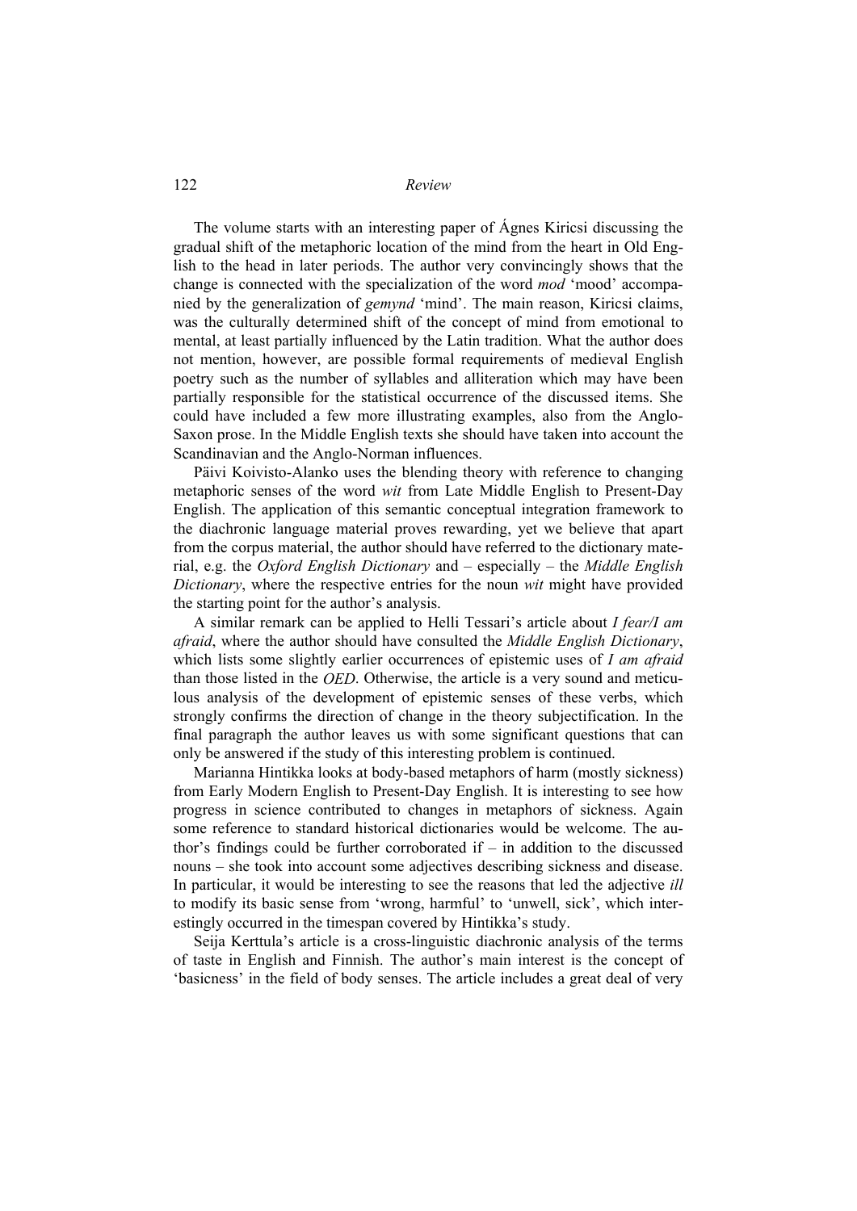The volume starts with an interesting paper of Ágnes Kiricsi discussing the gradual shift of the metaphoric location of the mind from the heart in Old English to the head in later periods. The author very convincingly shows that the change is connected with the specialization of the word *mod* 'mood' accompanied by the generalization of *gemynd* 'mind'. The main reason, Kiricsi claims, was the culturally determined shift of the concept of mind from emotional to mental, at least partially influenced by the Latin tradition. What the author does not mention, however, are possible formal requirements of medieval English poetry such as the number of syllables and alliteration which may have been partially responsible for the statistical occurrence of the discussed items. She could have included a few more illustrating examples, also from the Anglo-Saxon prose. In the Middle English texts she should have taken into account the Scandinavian and the Anglo-Norman influences.

Päivi Koivisto-Alanko uses the blending theory with reference to changing metaphoric senses of the word *wit* from Late Middle English to Present-Day English. The application of this semantic conceptual integration framework to the diachronic language material proves rewarding, yet we believe that apart from the corpus material, the author should have referred to the dictionary material, e.g. the *Oxford English Dictionary* and – especially – the *Middle English Dictionary*, where the respective entries for the noun *wit* might have provided the starting point for the author's analysis.

A similar remark can be applied to Helli Tessari's article about *I fear/I am afraid*, where the author should have consulted the *Middle English Dictionary*, which lists some slightly earlier occurrences of epistemic uses of *I am afraid* than those listed in the *OED*. Otherwise, the article is a very sound and meticulous analysis of the development of epistemic senses of these verbs, which strongly confirms the direction of change in the theory subjectification. In the final paragraph the author leaves us with some significant questions that can only be answered if the study of this interesting problem is continued.

Marianna Hintikka looks at body-based metaphors of harm (mostly sickness) from Early Modern English to Present-Day English. It is interesting to see how progress in science contributed to changes in metaphors of sickness. Again some reference to standard historical dictionaries would be welcome. The author's findings could be further corroborated if – in addition to the discussed nouns – she took into account some adjectives describing sickness and disease. In particular, it would be interesting to see the reasons that led the adjective *ill* to modify its basic sense from 'wrong, harmful' to 'unwell, sick', which interestingly occurred in the timespan covered by Hintikka's study.

Seija Kerttula's article is a cross-linguistic diachronic analysis of the terms of taste in English and Finnish. The author's main interest is the concept of 'basicness' in the field of body senses. The article includes a great deal of very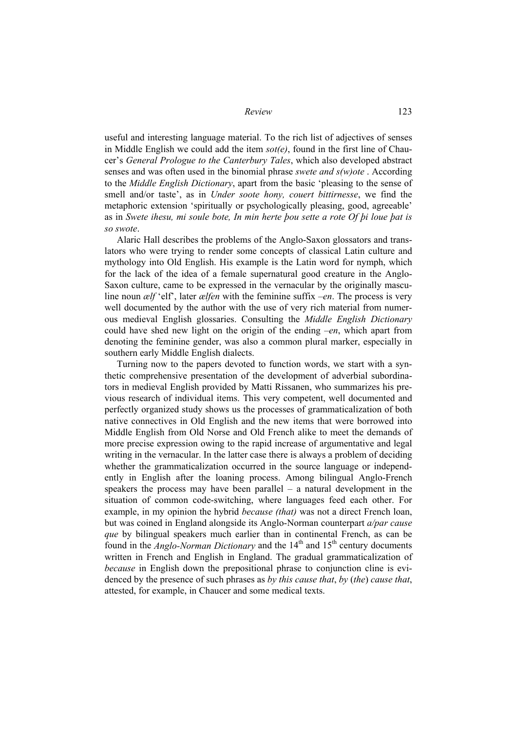useful and interesting language material. To the rich list of adjectives of senses in Middle English we could add the item *sot(e)*, found in the first line of Chaucer's *General Prologue to the Canterbury Tales*, which also developed abstract senses and was often used in the binomial phrase *swete and s(w)ote* . According to the *Middle English Dictionary*, apart from the basic 'pleasing to the sense of smell and/or taste', as in *Under soote hony, couert bittirnesse*, we find the metaphoric extension 'spiritually or psychologically pleasing, good, agreeable' as in *Swete ihesu, mi soule bote, In min herte þou sette a rote Of þi loue þat is so swote*.

Alaric Hall describes the problems of the Anglo-Saxon glossators and translators who were trying to render some concepts of classical Latin culture and mythology into Old English. His example is the Latin word for nymph, which for the lack of the idea of a female supernatural good creature in the Anglo-Saxon culture, came to be expressed in the vernacular by the originally masculine noun *ælf* 'elf', later *ælfen* with the feminine suffix *–en*. The process is very well documented by the author with the use of very rich material from numerous medieval English glossaries. Consulting the *Middle English Dictionary* could have shed new light on the origin of the ending *–en*, which apart from denoting the feminine gender, was also a common plural marker, especially in southern early Middle English dialects.

Turning now to the papers devoted to function words, we start with a synthetic comprehensive presentation of the development of adverbial subordinators in medieval English provided by Matti Rissanen, who summarizes his previous research of individual items. This very competent, well documented and perfectly organized study shows us the processes of grammaticalization of both native connectives in Old English and the new items that were borrowed into Middle English from Old Norse and Old French alike to meet the demands of more precise expression owing to the rapid increase of argumentative and legal writing in the vernacular. In the latter case there is always a problem of deciding whether the grammaticalization occurred in the source language or independently in English after the loaning process. Among bilingual Anglo-French speakers the process may have been parallel – a natural development in the situation of common code-switching, where languages feed each other. For example, in my opinion the hybrid *because (that)* was not a direct French loan, but was coined in England alongside its Anglo-Norman counterpart *a/par cause que* by bilingual speakers much earlier than in continental French, as can be found in the *Anglo-Norman Dictionary* and the 14th and 15th century documents written in French and English in England. The gradual grammaticalization of *because* in English down the prepositional phrase to conjunction cline is evidenced by the presence of such phrases as *by this cause that*, *by* (*the*) *cause that*, attested, for example, in Chaucer and some medical texts.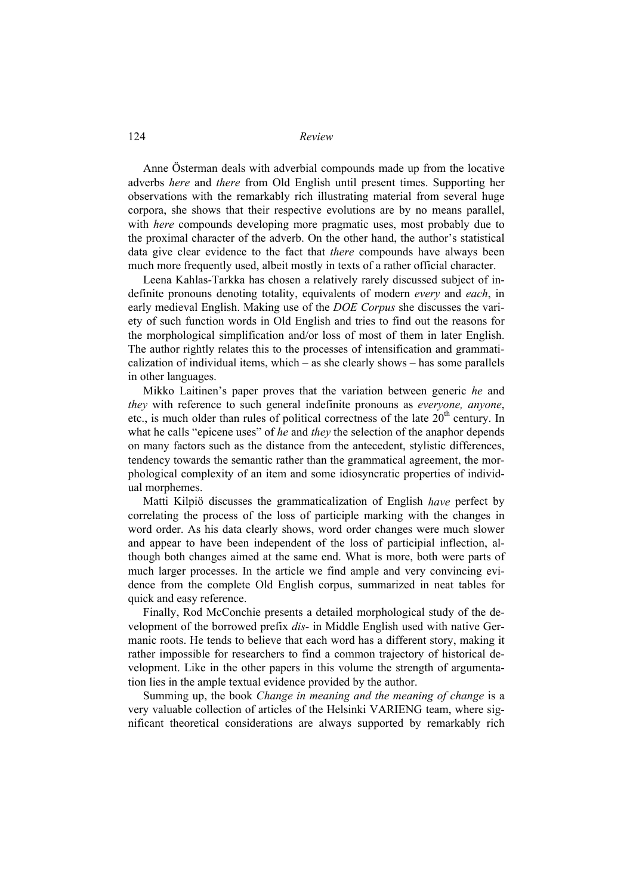Anne Österman deals with adverbial compounds made up from the locative adverbs *here* and *there* from Old English until present times. Supporting her observations with the remarkably rich illustrating material from several huge corpora, she shows that their respective evolutions are by no means parallel, with *here* compounds developing more pragmatic uses, most probably due to the proximal character of the adverb. On the other hand, the author's statistical data give clear evidence to the fact that *there* compounds have always been much more frequently used, albeit mostly in texts of a rather official character.

Leena Kahlas-Tarkka has chosen a relatively rarely discussed subject of indefinite pronouns denoting totality, equivalents of modern *every* and *each*, in early medieval English. Making use of the *DOE Corpus* she discusses the variety of such function words in Old English and tries to find out the reasons for the morphological simplification and/or loss of most of them in later English. The author rightly relates this to the processes of intensification and grammaticalization of individual items, which – as she clearly shows – has some parallels in other languages.

Mikko Laitinen's paper proves that the variation between generic *he* and *they* with reference to such general indefinite pronouns as *everyone, anyone*, etc., is much older than rules of political correctness of the late 20th century. In what he calls "epicene uses" of *he* and *they* the selection of the anaphor depends on many factors such as the distance from the antecedent, stylistic differences, tendency towards the semantic rather than the grammatical agreement, the morphological complexity of an item and some idiosyncratic properties of individual morphemes.

Matti Kilpiö discusses the grammaticalization of English *have* perfect by correlating the process of the loss of participle marking with the changes in word order. As his data clearly shows, word order changes were much slower and appear to have been independent of the loss of participial inflection, although both changes aimed at the same end. What is more, both were parts of much larger processes. In the article we find ample and very convincing evidence from the complete Old English corpus, summarized in neat tables for quick and easy reference.

Finally, Rod McConchie presents a detailed morphological study of the development of the borrowed prefix *dis-* in Middle English used with native Germanic roots. He tends to believe that each word has a different story, making it rather impossible for researchers to find a common trajectory of historical development. Like in the other papers in this volume the strength of argumentation lies in the ample textual evidence provided by the author.

Summing up, the book *Change in meaning and the meaning of change* is a very valuable collection of articles of the Helsinki VARIENG team, where significant theoretical considerations are always supported by remarkably rich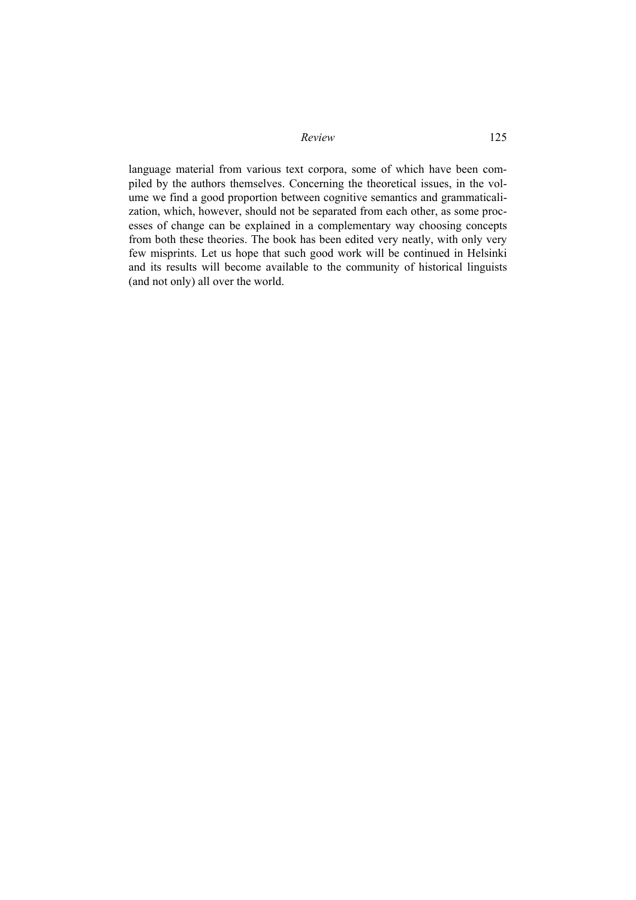language material from various text corpora, some of which have been compiled by the authors themselves. Concerning the theoretical issues, in the volume we find a good proportion between cognitive semantics and grammaticalization, which, however, should not be separated from each other, as some processes of change can be explained in a complementary way choosing concepts from both these theories. The book has been edited very neatly, with only very few misprints. Let us hope that such good work will be continued in Helsinki and its results will become available to the community of historical linguists (and not only) all over the world.